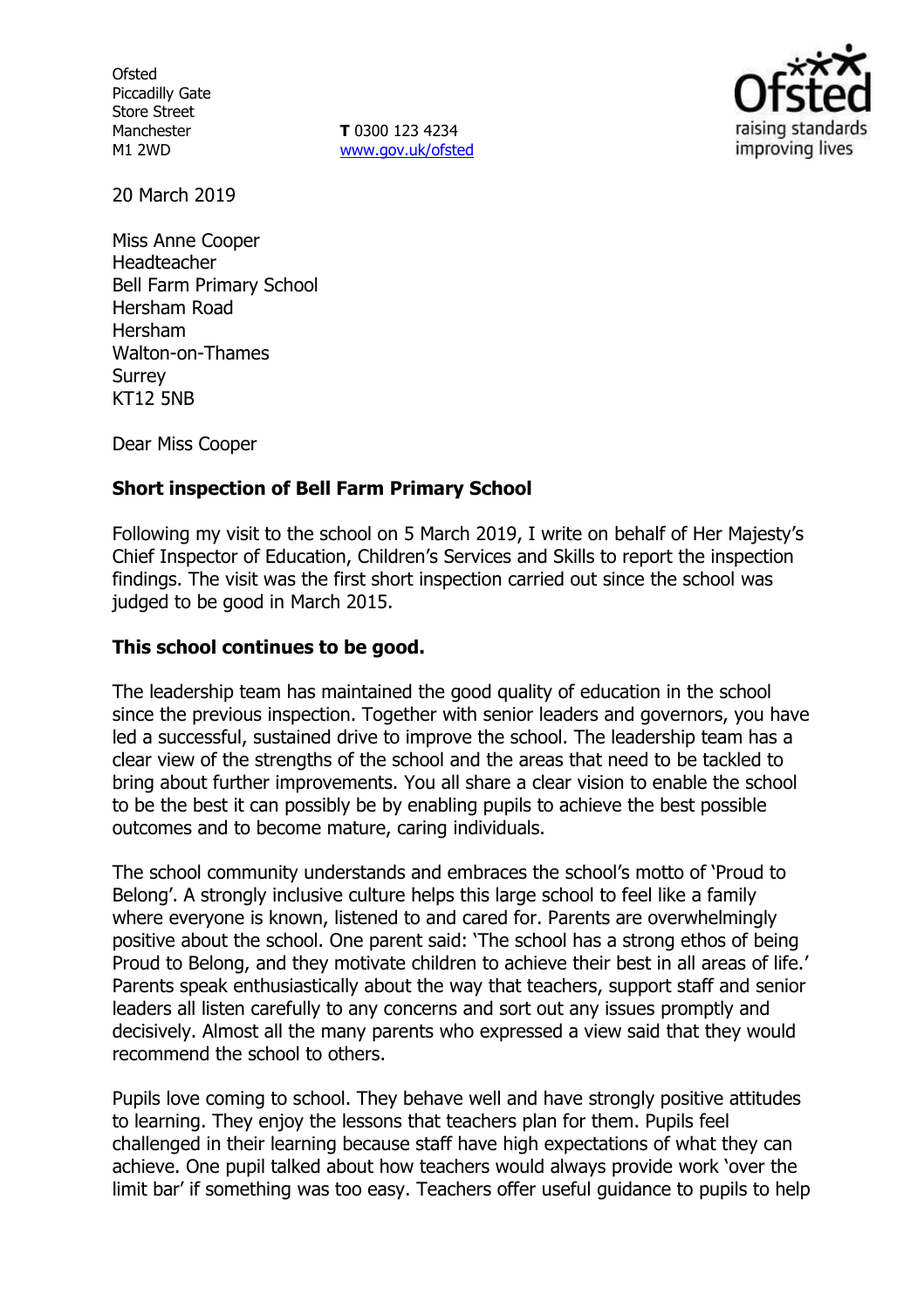Ofsted
Piccadilly Gate
Store Street
Manchester
M1 2WD

**T** 0300 123 4234
www.gov.uk/ofsted

20 March 2019

Miss Anne Cooper
Headteacher
Bell Farm Primary School
Hersham Road
Hersham
Walton-on-Thames
Surrey
KT12 5NB

Dear Miss Cooper

**Short inspection of Bell Farm Primary School**

Following my visit to the school on 5 March 2019, I write on behalf of Her Majesty's Chief Inspector of Education, Children's Services and Skills to report the inspection findings. The visit was the first short inspection carried out since the school was judged to be good in March 2015.

**This school continues to be good.**

The leadership team has maintained the good quality of education in the school since the previous inspection. Together with senior leaders and governors, you have led a successful, sustained drive to improve the school. The leadership team has a clear view of the strengths of the school and the areas that need to be tackled to bring about further improvements. You all share a clear vision to enable the school to be the best it can possibly be by enabling pupils to achieve the best possible outcomes and to become mature, caring individuals.

The school community understands and embraces the school's motto of 'Proud to Belong'. A strongly inclusive culture helps this large school to feel like a family where everyone is known, listened to and cared for. Parents are overwhelmingly positive about the school. One parent said: 'The school has a strong ethos of being Proud to Belong, and they motivate children to achieve their best in all areas of life.' Parents speak enthusiastically about the way that teachers, support staff and senior leaders all listen carefully to any concerns and sort out any issues promptly and decisively. Almost all the many parents who expressed a view said that they would recommend the school to others.

Pupils love coming to school. They behave well and have strongly positive attitudes to learning. They enjoy the lessons that teachers plan for them. Pupils feel challenged in their learning because staff have high expectations of what they can achieve. One pupil talked about how teachers would always provide work 'over the limit bar' if something was too easy. Teachers offer useful guidance to pupils to help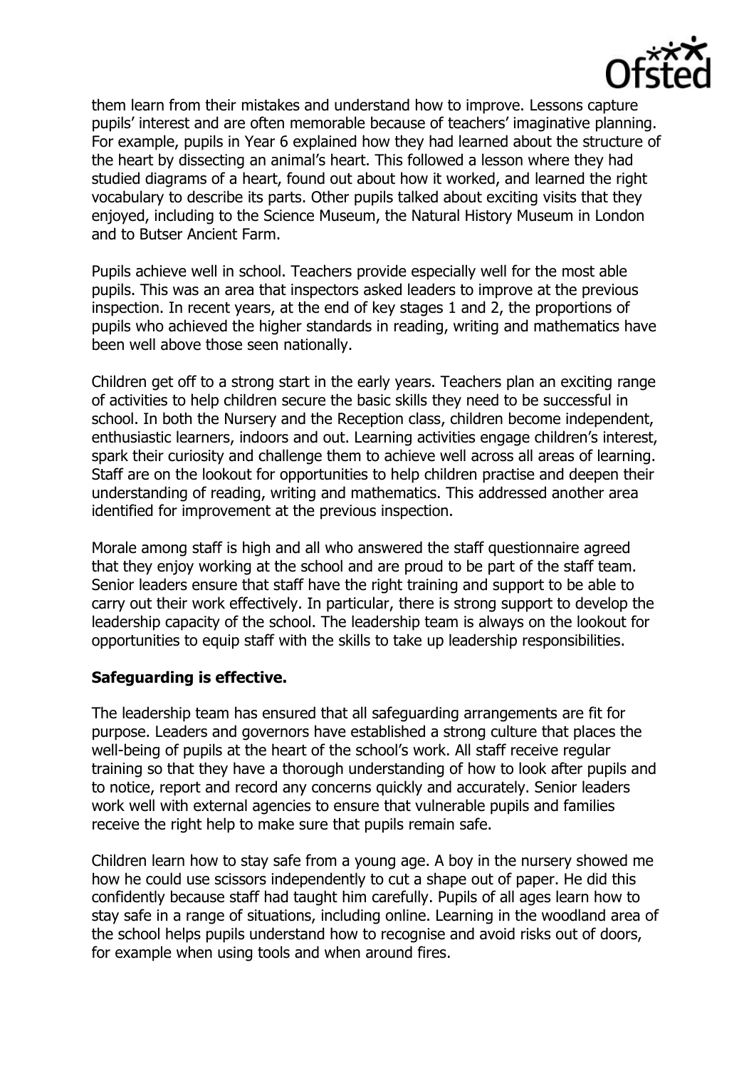them learn from their mistakes and understand how to improve. Lessons capture pupils' interest and are often memorable because of teachers' imaginative planning. For example, pupils in Year 6 explained how they had learned about the structure of the heart by dissecting an animal's heart. This followed a lesson where they had studied diagrams of a heart, found out about how it worked, and learned the right vocabulary to describe its parts. Other pupils talked about exciting visits that they enjoyed, including to the Science Museum, the Natural History Museum in London and to Butser Ancient Farm.

Pupils achieve well in school. Teachers provide especially well for the most able pupils. This was an area that inspectors asked leaders to improve at the previous inspection. In recent years, at the end of key stages 1 and 2, the proportions of pupils who achieved the higher standards in reading, writing and mathematics have been well above those seen nationally.

Children get off to a strong start in the early years. Teachers plan an exciting range of activities to help children secure the basic skills they need to be successful in school. In both the Nursery and the Reception class, children become independent, enthusiastic learners, indoors and out. Learning activities engage children's interest, spark their curiosity and challenge them to achieve well across all areas of learning. Staff are on the lookout for opportunities to help children practise and deepen their understanding of reading, writing and mathematics. This addressed another area identified for improvement at the previous inspection.

Morale among staff is high and all who answered the staff questionnaire agreed that they enjoy working at the school and are proud to be part of the staff team. Senior leaders ensure that staff have the right training and support to be able to carry out their work effectively. In particular, there is strong support to develop the leadership capacity of the school. The leadership team is always on the lookout for opportunities to equip staff with the skills to take up leadership responsibilities.

## Safeguarding is effective.

The leadership team has ensured that all safeguarding arrangements are fit for purpose. Leaders and governors have established a strong culture that places the well-being of pupils at the heart of the school's work. All staff receive regular training so that they have a thorough understanding of how to look after pupils and to notice, report and record any concerns quickly and accurately. Senior leaders work well with external agencies to ensure that vulnerable pupils and families receive the right help to make sure that pupils remain safe.

Children learn how to stay safe from a young age. A boy in the nursery showed me how he could use scissors independently to cut a shape out of paper. He did this confidently because staff had taught him carefully. Pupils of all ages learn how to stay safe in a range of situations, including online. Learning in the woodland area of the school helps pupils understand how to recognise and avoid risks out of doors, for example when using tools and when around fires.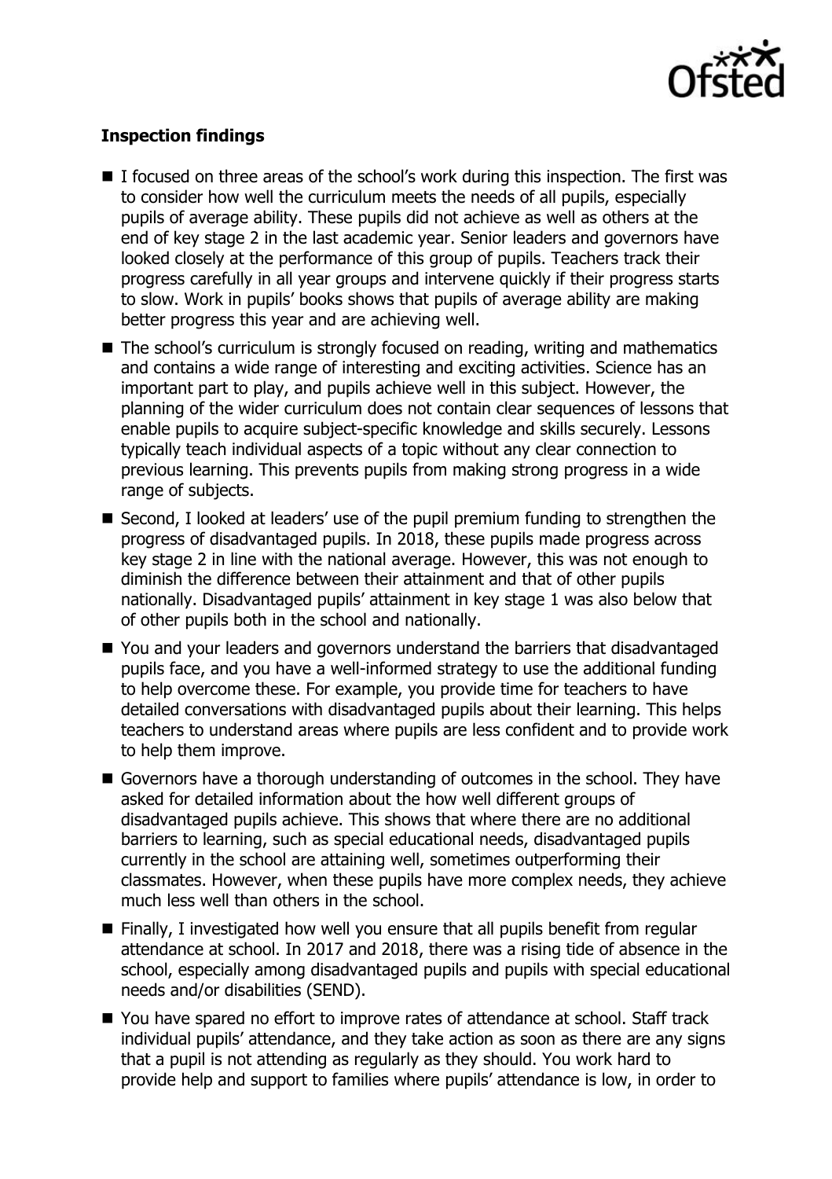**Inspection findings**

- I focused on three areas of the school's work during this inspection. The first was to consider how well the curriculum meets the needs of all pupils, especially pupils of average ability. These pupils did not achieve as well as others at the end of key stage 2 in the last academic year. Senior leaders and governors have looked closely at the performance of this group of pupils. Teachers track their progress carefully in all year groups and intervene quickly if their progress starts to slow. Work in pupils' books shows that pupils of average ability are making better progress this year and are achieving well.
- The school's curriculum is strongly focused on reading, writing and mathematics and contains a wide range of interesting and exciting activities. Science has an important part to play, and pupils achieve well in this subject. However, the planning of the wider curriculum does not contain clear sequences of lessons that enable pupils to acquire subject-specific knowledge and skills securely. Lessons typically teach individual aspects of a topic without any clear connection to previous learning. This prevents pupils from making strong progress in a wide range of subjects.
- Second, I looked at leaders' use of the pupil premium funding to strengthen the progress of disadvantaged pupils. In 2018, these pupils made progress across key stage 2 in line with the national average. However, this was not enough to diminish the difference between their attainment and that of other pupils nationally. Disadvantaged pupils' attainment in key stage 1 was also below that of other pupils both in the school and nationally.
- You and your leaders and governors understand the barriers that disadvantaged pupils face, and you have a well-informed strategy to use the additional funding to help overcome these. For example, you provide time for teachers to have detailed conversations with disadvantaged pupils about their learning. This helps teachers to understand areas where pupils are less confident and to provide work to help them improve.
- Governors have a thorough understanding of outcomes in the school. They have asked for detailed information about the how well different groups of disadvantaged pupils achieve. This shows that where there are no additional barriers to learning, such as special educational needs, disadvantaged pupils currently in the school are attaining well, sometimes outperforming their classmates. However, when these pupils have more complex needs, they achieve much less well than others in the school.
- Finally, I investigated how well you ensure that all pupils benefit from regular attendance at school. In 2017 and 2018, there was a rising tide of absence in the school, especially among disadvantaged pupils and pupils with special educational needs and/or disabilities (SEND).
- You have spared no effort to improve rates of attendance at school. Staff track individual pupils' attendance, and they take action as soon as there are any signs that a pupil is not attending as regularly as they should. You work hard to provide help and support to families where pupils' attendance is low, in order to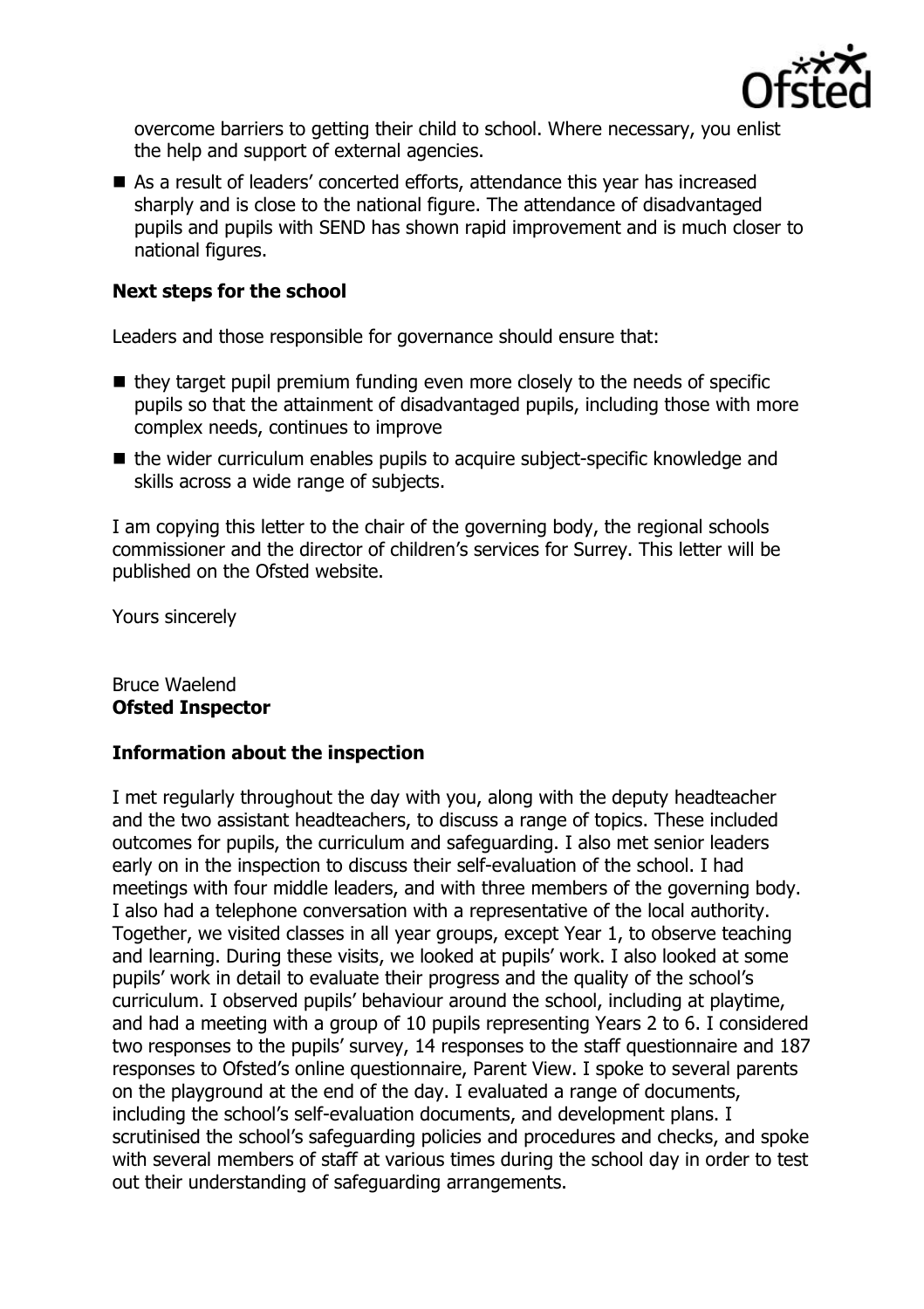overcome barriers to getting their child to school. Where necessary, you enlist the help and support of external agencies.

- As a result of leaders' concerted efforts, attendance this year has increased sharply and is close to the national figure. The attendance of disadvantaged pupils and pupils with SEND has shown rapid improvement and is much closer to national figures.

### Next steps for the school

Leaders and those responsible for governance should ensure that:

- they target pupil premium funding even more closely to the needs of specific pupils so that the attainment of disadvantaged pupils, including those with more complex needs, continues to improve
- the wider curriculum enables pupils to acquire subject-specific knowledge and skills across a wide range of subjects.

I am copying this letter to the chair of the governing body, the regional schools commissioner and the director of children's services for Surrey. This letter will be published on the Ofsted website.

Yours sincerely

Bruce Waelend
**Ofsted Inspector**

### Information about the inspection

I met regularly throughout the day with you, along with the deputy headteacher and the two assistant headteachers, to discuss a range of topics. These included outcomes for pupils, the curriculum and safeguarding. I also met senior leaders early on in the inspection to discuss their self-evaluation of the school. I had meetings with four middle leaders, and with three members of the governing body. I also had a telephone conversation with a representative of the local authority. Together, we visited classes in all year groups, except Year 1, to observe teaching and learning. During these visits, we looked at pupils' work. I also looked at some pupils' work in detail to evaluate their progress and the quality of the school's curriculum. I observed pupils' behaviour around the school, including at playtime, and had a meeting with a group of 10 pupils representing Years 2 to 6. I considered two responses to the pupils' survey, 14 responses to the staff questionnaire and 187 responses to Ofsted's online questionnaire, Parent View. I spoke to several parents on the playground at the end of the day. I evaluated a range of documents, including the school's self-evaluation documents, and development plans. I scrutinised the school's safeguarding policies and procedures and checks, and spoke with several members of staff at various times during the school day in order to test out their understanding of safeguarding arrangements.